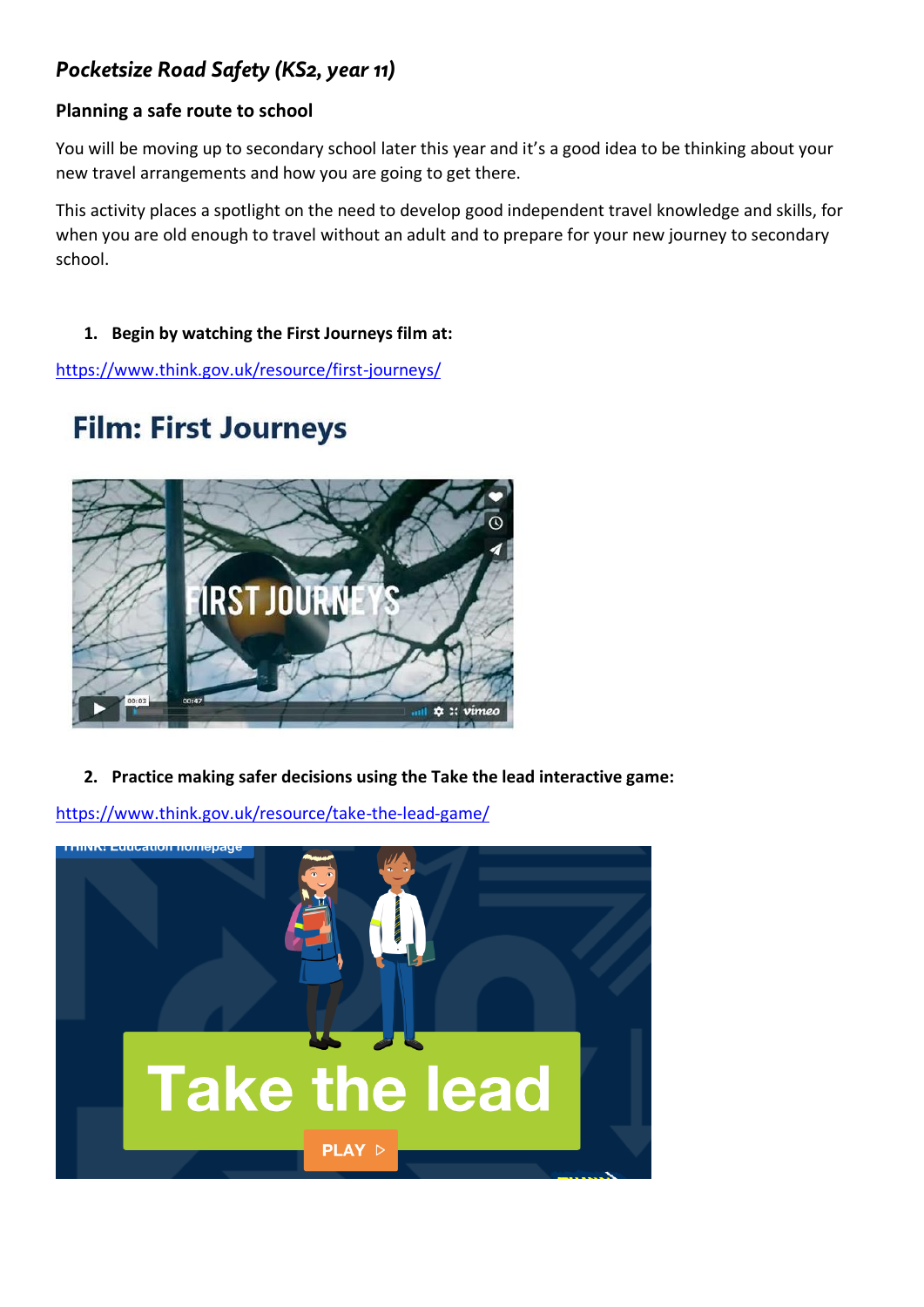# *Pocketsize Road Safety (KS2, year 11)*

### Planning a safe route to school

You will be moving up to secondary school later this year and it's a good idea to be thinking about your new travel arrangements and how you are going to get there.

This activity places a spotlight on the need to develop good independent travel knowledge and skills, for when you are old enough to travel without an adult and to prepare for your new journey to secondary school.

1. **Begin by watching the First Journeys film at:**

https://www.think.gov.uk/resource/first-journeys/

2. **Practice making safer decisions using the Take the lead interactive game:**

https://www.think.gov.uk/resource/take-the-lead-game/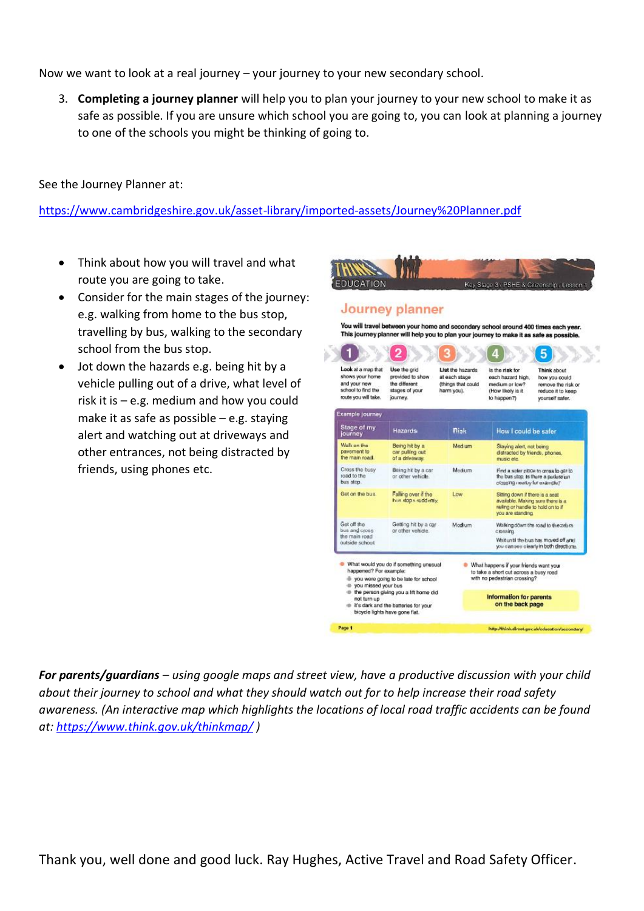Now we want to look at a real journey – your journey to your new secondary school.

3. **Completing a journey planner** will help you to plan your journey to your new school to make it as safe as possible. If you are unsure which school you are going to, you can look at planning a journey to one of the schools you might be thinking of going to.

See the Journey Planner at:

https://www.cambridgeshire.gov.uk/asset-library/imported-assets/Journey%20Planner.pdf

- Think about how you will travel and what route you are going to take.
- Consider for the main stages of the journey: e.g. walking from home to the bus stop, travelling by bus, walking to the secondary school from the bus stop.
- Jot down the hazards e.g. being hit by a vehicle pulling out of a drive, what level of risk it is – e.g. medium and how you could make it as safe as possible – e.g. staying alert and watching out at driveways and other entrances, not being distracted by friends, using phones etc.

THINK! EDUCATION — Key Stage 3 | PSHE & Citizenship | Lesson 1

## Journey planner

**You will travel between your home and secondary school around 400 times each year. This journey planner will help you to plan your journey to make it as safe as possible.**

1. **Look** at a map that shows your home and your new school to find the route you will take.
2. **Use** the grid provided to show the different stages of your journey.
3. **List** the hazards at each stage (things that could harm you).
4. Is the **risk** for each hazard high, medium or low? (How likely is it to happen?)
5. **Think** about how you could remove the risk or reduce it to keep yourself safer.

**Example journey**

| Stage of my journey | Hazards | Risk | How I could be safer |
|---|---|---|---|
| Walk on the pavement to the main road | Being hit by a car pulling out of a driveway | Medium | Staying alert, not being distracted by friends, phones, music etc. |
| Cross the busy road to the bus stop | Being hit by a car or other vehicle | Medium | Find a safer place to cross to get to the bus stop. Is there a pedestrian crossing nearby for example? |
| Get on the bus | Falling over if the bus stops suddenly | Low | Sitting down if there is a seat available. Making sure there is a railing or handle to hold on to if you are standing |
| Get off the bus and cross the main road outside school | Getting hit by a car or other vehicle | Medium | Walking down the road to the zebra crossing. Wait until the bus has moved off and you can see clearly in both directions |

- What would you do if something unusual happened? For example:
  - you were going to be late for school
  - you missed your bus
  - the person giving you a lift home did not turn up
  - it's dark and the batteries for your bicycle lights have gone flat.
- What happens if your friends want you to take a short cut across a busy road with no pedestrian crossing?

**Information for parents on the back page**

Page 1 — http://think.direct.gov.uk/education/secondary/

***For parents/guardians** – using google maps and street view, have a productive discussion with your child about their journey to school and what they should watch out for to help increase their road safety awareness. (An interactive map which highlights the locations of local road traffic accidents can be found at: https://www.think.gov.uk/thinkmap/ )*

Thank you, well done and good luck. Ray Hughes, Active Travel and Road Safety Officer.